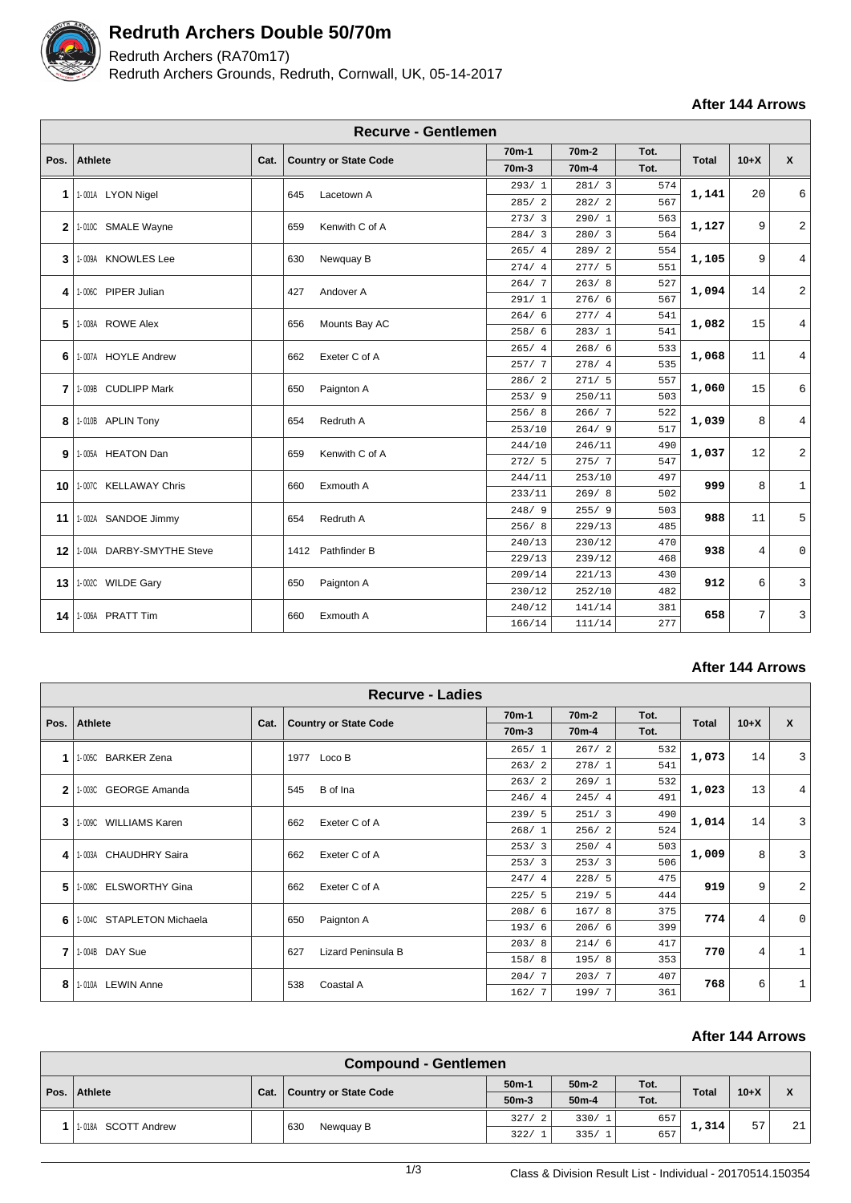# Redruth Archers Double 50/70m

Redruth Archers (RA70m17)
Redruth Archers Grounds, Redruth, Cornwall, UK, 05-14-2017

**After 144 Arrows**

| Recurve - Gentlemen | | | | | | | | | |
|---|---|---|---|---|---|---|---|---|---|
| Pos. | Athlete | Cat. | Country or State Code | 70m-1 / 70m-3 | 70m-2 / 70m-4 | Tot. | Total | 10+X | X |
| 1 | 1-001A LYON Nigel | | 645 Lacetown A | 293/ 1 | 281/ 3 | 574 | 1,141 | 20 | 6 |
| | | | | 285/ 2 | 282/ 2 | 567 | | | |
| 2 | 1-010C SMALE Wayne | | 659 Kenwith C of A | 273/ 3 | 290/ 1 | 563 | 1,127 | 9 | 2 |
| | | | | 284/ 3 | 280/ 3 | 564 | | | |
| 3 | 1-009A KNOWLES Lee | | 630 Newquay B | 265/ 4 | 289/ 2 | 554 | 1,105 | 9 | 4 |
| | | | | 274/ 4 | 277/ 5 | 551 | | | |
| 4 | 1-006C PIPER Julian | | 427 Andover A | 264/ 7 | 263/ 8 | 527 | 1,094 | 14 | 2 |
| | | | | 291/ 1 | 276/ 6 | 567 | | | |
| 5 | 1-008A ROWE Alex | | 656 Mounts Bay AC | 264/ 6 | 277/ 4 | 541 | 1,082 | 15 | 4 |
| | | | | 258/ 6 | 283/ 1 | 541 | | | |
| 6 | 1-007A HOYLE Andrew | | 662 Exeter C of A | 265/ 4 | 268/ 6 | 533 | 1,068 | 11 | 4 |
| | | | | 257/ 7 | 278/ 4 | 535 | | | |
| 7 | 1-009B CUDLIPP Mark | | 650 Paignton A | 286/ 2 | 271/ 5 | 557 | 1,060 | 15 | 6 |
| | | | | 253/ 9 | 250/11 | 503 | | | |
| 8 | 1-010B APLIN Tony | | 654 Redruth A | 256/ 8 | 266/ 7 | 522 | 1,039 | 8 | 4 |
| | | | | 253/10 | 264/ 9 | 517 | | | |
| 9 | 1-005A HEATON Dan | | 659 Kenwith C of A | 244/10 | 246/11 | 490 | 1,037 | 12 | 2 |
| | | | | 272/ 5 | 275/ 7 | 547 | | | |
| 10 | 1-007C KELLAWAY Chris | | 660 Exmouth A | 244/11 | 253/10 | 497 | 999 | 8 | 1 |
| | | | | 233/11 | 269/ 8 | 502 | | | |
| 11 | 1-002A SANDOE Jimmy | | 654 Redruth A | 248/ 9 | 255/ 9 | 503 | 988 | 11 | 5 |
| | | | | 256/ 8 | 229/13 | 485 | | | |
| 12 | 1-004A DARBY-SMYTHE Steve | | 1412 Pathfinder B | 240/13 | 230/12 | 470 | 938 | 4 | 0 |
| | | | | 229/13 | 239/12 | 468 | | | |
| 13 | 1-002C WILDE Gary | | 650 Paignton A | 209/14 | 221/13 | 430 | 912 | 6 | 3 |
| | | | | 230/12 | 252/10 | 482 | | | |
| 14 | 1-006A PRATT Tim | | 660 Exmouth A | 240/12 | 141/14 | 381 | 658 | 7 | 3 |
| | | | | 166/14 | 111/14 | 277 | | | |

**After 144 Arrows**

| Recurve - Ladies | | | | | | | | | |
|---|---|---|---|---|---|---|---|---|---|
| Pos. | Athlete | Cat. | Country or State Code | 70m-1 / 70m-3 | 70m-2 / 70m-4 | Tot. | Total | 10+X | X |
| 1 | 1-005C BARKER Zena | | 1977 Loco B | 265/ 1 | 267/ 2 | 532 | 1,073 | 14 | 3 |
| | | | | 263/ 2 | 278/ 1 | 541 | | | |
| 2 | 1-003C GEORGE Amanda | | 545 B of Ina | 263/ 2 | 269/ 1 | 532 | 1,023 | 13 | 4 |
| | | | | 246/ 4 | 245/ 4 | 491 | | | |
| 3 | 1-009C WILLIAMS Karen | | 662 Exeter C of A | 239/ 5 | 251/ 3 | 490 | 1,014 | 14 | 3 |
| | | | | 268/ 1 | 256/ 2 | 524 | | | |
| 4 | 1-003A CHAUDHRY Saira | | 662 Exeter C of A | 253/ 3 | 250/ 4 | 503 | 1,009 | 8 | 3 |
| | | | | 253/ 3 | 253/ 3 | 506 | | | |
| 5 | 1-008C ELSWORTHY Gina | | 662 Exeter C of A | 247/ 4 | 228/ 5 | 475 | 919 | 9 | 2 |
| | | | | 225/ 5 | 219/ 5 | 444 | | | |
| 6 | 1-004C STAPLETON Michaela | | 650 Paignton A | 208/ 6 | 167/ 8 | 375 | 774 | 4 | 0 |
| | | | | 193/ 6 | 206/ 6 | 399 | | | |
| 7 | 1-004B DAY Sue | | 627 Lizard Peninsula B | 203/ 8 | 214/ 6 | 417 | 770 | 4 | 1 |
| | | | | 158/ 8 | 195/ 8 | 353 | | | |
| 8 | 1-010A LEWIN Anne | | 538 Coastal A | 204/ 7 | 203/ 7 | 407 | 768 | 6 | 1 |
| | | | | 162/ 7 | 199/ 7 | 361 | | | |

**After 144 Arrows**

| Compound - Gentlemen | | | | | | | | | |
|---|---|---|---|---|---|---|---|---|---|
| Pos. | Athlete | Cat. | Country or State Code | 50m-1 / 50m-3 | 50m-2 / 50m-4 | Tot. | Total | 10+X | X |
| 1 | 1-018A SCOTT Andrew | | 630 Newquay B | 327/ 2 | 330/ 1 | 657 | 1,314 | 57 | 21 |
| | | | | 322/ 1 | 335/ 1 | 657 | | | |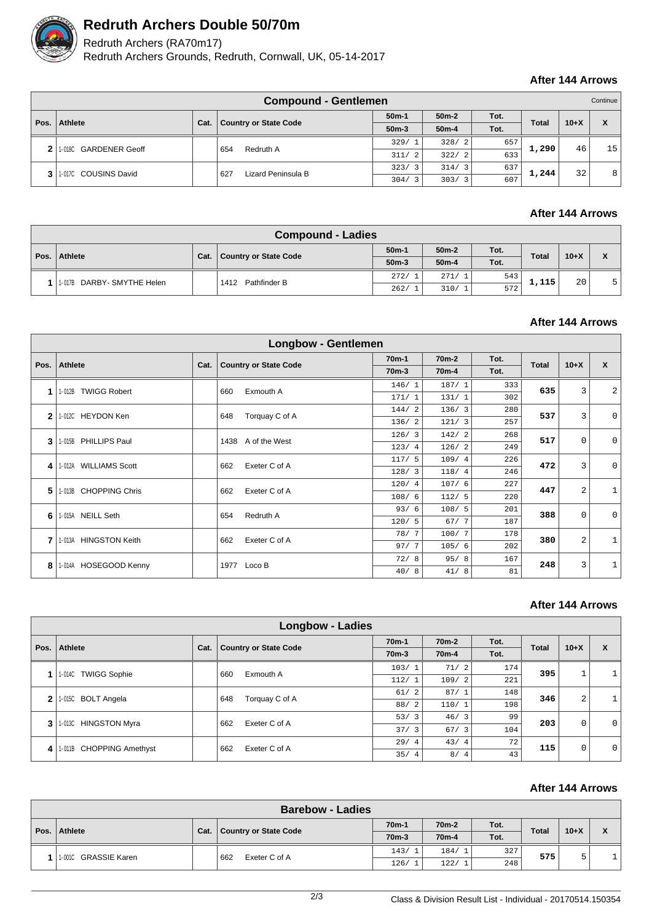# Redruth Archers Double 50/70m

Redruth Archers (RA70m17)
Redruth Archers Grounds, Redruth, Cornwall, UK, 05-14-2017

**After 144 Arrows**

| Compound - Gentlemen | | | | | | | | | Continue |
|---|---|---|---|---|---|---|---|---|---|
| Pos. | Athlete | Cat. | Country or State Code | 50m-1 / 50m-3 | 50m-2 / 50m-4 | Tot. / Tot. | Total | 10+X | X |
| 2 | 1-018C GARDENER Geoff | | 654 Redruth A | 329/ 1<br>311/ 2 | 328/ 2<br>322/ 2 | 657<br>633 | 1,290 | 46 | 15 |
| 3 | 1-017C COUSINS David | | 627 Lizard Peninsula B | 323/ 3<br>304/ 3 | 314/ 3<br>303/ 3 | 637<br>607 | 1,244 | 32 | 8 |

**After 144 Arrows**

| Compound - Ladies | | | | | | | | | |
|---|---|---|---|---|---|---|---|---|---|
| Pos. | Athlete | Cat. | Country or State Code | 50m-1 / 50m-3 | 50m-2 / 50m-4 | Tot. / Tot. | Total | 10+X | X |
| 1 | 1-017B DARBY- SMYTHE Helen | | 1412 Pathfinder B | 272/ 1<br>262/ 1 | 271/ 1<br>310/ 1 | 543<br>572 | 1,115 | 20 | 5 |

**After 144 Arrows**

| Longbow - Gentlemen | | | | | | | | | |
|---|---|---|---|---|---|---|---|---|---|
| Pos. | Athlete | Cat. | Country or State Code | 70m-1 / 70m-3 | 70m-2 / 70m-4 | Tot. / Tot. | Total | 10+X | X |
| 1 | 1-012B TWIGG Robert | | 660 Exmouth A | 146/ 1<br>171/ 1 | 187/ 1<br>131/ 1 | 333<br>302 | 635 | 3 | 2 |
| 2 | 1-012C HEYDON Ken | | 648 Torquay C of A | 144/ 2<br>136/ 2 | 136/ 3<br>121/ 3 | 280<br>257 | 537 | 3 | 0 |
| 3 | 1-015B PHILLIPS Paul | | 1438 A of the West | 126/ 3<br>123/ 4 | 142/ 2<br>126/ 2 | 268<br>249 | 517 | 0 | 0 |
| 4 | 1-012A WILLIAMS Scott | | 662 Exeter C of A | 117/ 5<br>128/ 3 | 109/ 4<br>118/ 4 | 226<br>246 | 472 | 3 | 0 |
| 5 | 1-013B CHOPPING Chris | | 662 Exeter C of A | 120/ 4<br>108/ 6 | 107/ 6<br>112/ 5 | 227<br>220 | 447 | 2 | 1 |
| 6 | 1-015A NEILL Seth | | 654 Redruth A | 93/ 6<br>120/ 5 | 108/ 5<br>67/ 7 | 201<br>187 | 388 | 0 | 0 |
| 7 | 1-013A HINGSTON Keith | | 662 Exeter C of A | 78/ 7<br>97/ 7 | 100/ 7<br>105/ 6 | 178<br>202 | 380 | 2 | 1 |
| 8 | 1-014A HOSEGOOD Kenny | | 1977 Loco B | 72/ 8<br>40/ 8 | 95/ 8<br>41/ 8 | 167<br>81 | 248 | 3 | 1 |

**After 144 Arrows**

| Longbow - Ladies | | | | | | | | | |
|---|---|---|---|---|---|---|---|---|---|
| Pos. | Athlete | Cat. | Country or State Code | 70m-1 / 70m-3 | 70m-2 / 70m-4 | Tot. / Tot. | Total | 10+X | X |
| 1 | 1-014C TWIGG Sophie | | 660 Exmouth A | 103/ 1<br>112/ 1 | 71/ 2<br>109/ 2 | 174<br>221 | 395 | 1 | 1 |
| 2 | 1-015C BOLT Angela | | 648 Torquay C of A | 61/ 2<br>88/ 2 | 87/ 1<br>110/ 1 | 148<br>198 | 346 | 2 | 1 |
| 3 | 1-013C HINGSTON Myra | | 662 Exeter C of A | 53/ 3<br>37/ 3 | 46/ 3<br>67/ 3 | 99<br>104 | 203 | 0 | 0 |
| 4 | 1-011B CHOPPING Amethyst | | 662 Exeter C of A | 29/ 4<br>35/ 4 | 43/ 4<br>8/ 4 | 72<br>43 | 115 | 0 | 0 |

**After 144 Arrows**

| Barebow - Ladies | | | | | | | | | |
|---|---|---|---|---|---|---|---|---|---|
| Pos. | Athlete | Cat. | Country or State Code | 70m-1 / 70m-3 | 70m-2 / 70m-4 | Tot. / Tot. | Total | 10+X | X |
| 1 | 1-001C GRASSIE Karen | | 662 Exeter C of A | 143/ 1<br>126/ 1 | 184/ 1<br>122/ 1 | 327<br>248 | 575 | 5 | 1 |

Class & Division Result List - Individual - 20170514.150354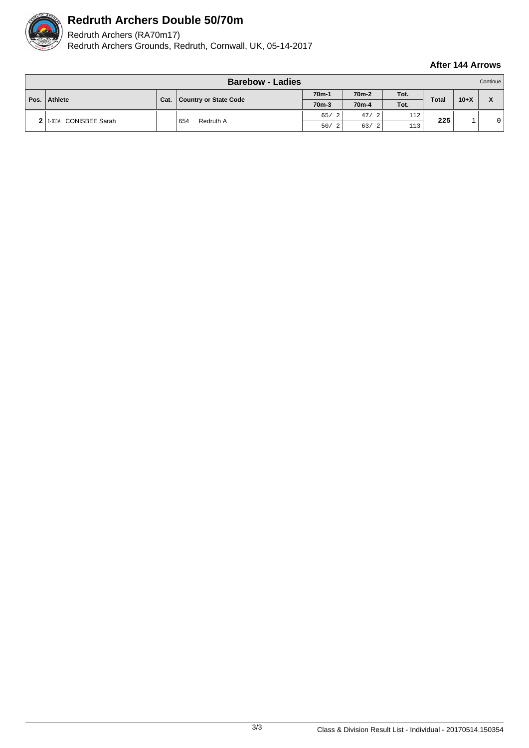# Redruth Archers Double 50/70m

Redruth Archers (RA70m17)
Redruth Archers Grounds, Redruth, Cornwall, UK, 05-14-2017

**After 144 Arrows**

| Barebow - Ladies | | | | | | | | | Continue |
|---|---|---|---|---|---|---|---|---|---|
| Pos. | Athlete | Cat. | Country or State Code | 70m-1 / 70m-3 | 70m-2 / 70m-4 | Tot. / Tot. | Total | 10+X | X |
| 2 | 1-011A CONISBEE Sarah | | 654 Redruth A | 65/ 2 | 47/ 2 | 112 | 225 | 1 | 0 |
| | | | | 50/ 2 | 63/ 2 | 113 | | | |

Class & Division Result List - Individual - 20170514.150354